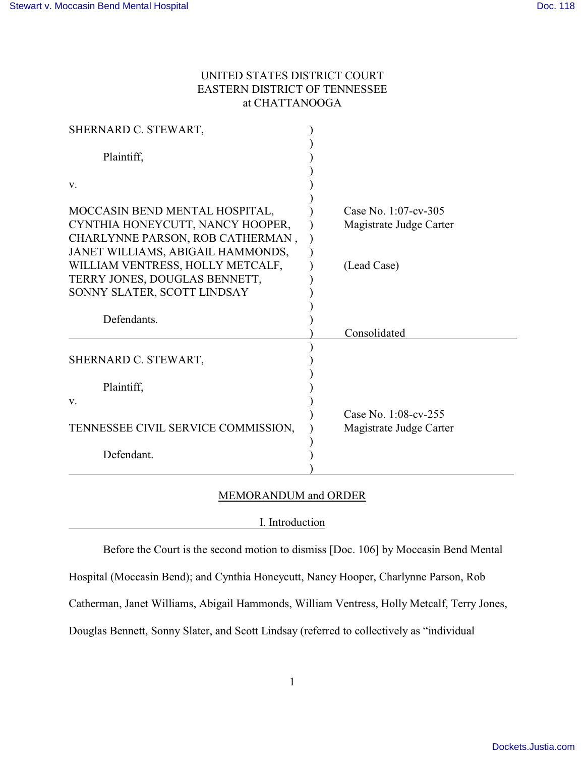UNITED STATES DISTRICT COURT
EASTERN DISTRICT OF TENNESSEE
at CHATTANOOGA

| | | |
|---|---|---|
| SHERNARD C. STEWART,<br><br>Plaintiff,<br><br>v.<br><br>MOCCASIN BEND MENTAL HOSPITAL, CYNTHIA HONEYCUTT, NANCY HOOPER, CHARLYNNE PARSON, ROB CATHERMAN , JANET WILLIAMS, ABIGAIL HAMMONDS, WILLIAM VENTRESS, HOLLY METCALF, TERRY JONES, DOUGLAS BENNETT, SONNY SLATER, SCOTT LINDSAY<br><br>Defendants. | ) | Case No. 1:07-cv-305<br>Magistrate Judge Carter<br><br>(Lead Case)<br><br>Consolidated |
| SHERNARD C. STEWART,<br><br>Plaintiff,<br>v.<br><br>TENNESSEE CIVIL SERVICE COMMISSION,<br><br>Defendant. | ) | Case No. 1:08-cv-255<br>Magistrate Judge Carter |

## MEMORANDUM and ORDER

### I. Introduction

Before the Court is the second motion to dismiss [Doc. 106] by Moccasin Bend Mental Hospital (Moccasin Bend); and Cynthia Honeycutt, Nancy Hooper, Charlynne Parson, Rob Catherman, Janet Williams, Abigail Hammonds, William Ventress, Holly Metcalf, Terry Jones, Douglas Bennett, Sonny Slater, and Scott Lindsay (referred to collectively as "individual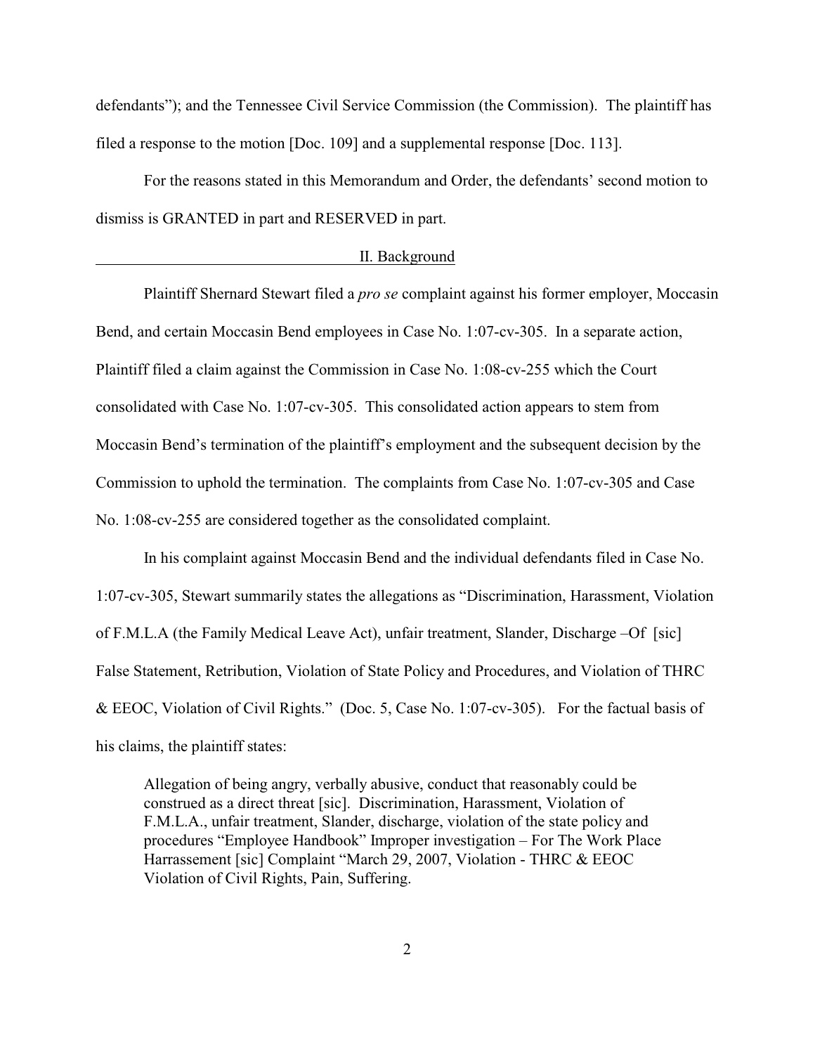defendants"); and the Tennessee Civil Service Commission (the Commission). The plaintiff has filed a response to the motion [Doc. 109] and a supplemental response [Doc. 113].

For the reasons stated in this Memorandum and Order, the defendants' second motion to dismiss is GRANTED in part and RESERVED in part.

## II. Background

Plaintiff Shernard Stewart filed a *pro se* complaint against his former employer, Moccasin Bend, and certain Moccasin Bend employees in Case No. 1:07-cv-305. In a separate action, Plaintiff filed a claim against the Commission in Case No. 1:08-cv-255 which the Court consolidated with Case No. 1:07-cv-305. This consolidated action appears to stem from Moccasin Bend's termination of the plaintiff's employment and the subsequent decision by the Commission to uphold the termination. The complaints from Case No. 1:07-cv-305 and Case No. 1:08-cv-255 are considered together as the consolidated complaint.

In his complaint against Moccasin Bend and the individual defendants filed in Case No. 1:07-cv-305, Stewart summarily states the allegations as "Discrimination, Harassment, Violation of F.M.L.A (the Family Medical Leave Act), unfair treatment, Slander, Discharge –Of [sic] False Statement, Retribution, Violation of State Policy and Procedures, and Violation of THRC & EEOC, Violation of Civil Rights." (Doc. 5, Case No. 1:07-cv-305). For the factual basis of his claims, the plaintiff states:

> Allegation of being angry, verbally abusive, conduct that reasonably could be construed as a direct threat [sic]. Discrimination, Harassment, Violation of F.M.L.A., unfair treatment, Slander, discharge, violation of the state policy and procedures "Employee Handbook" Improper investigation – For The Work Place Harrassement [sic] Complaint "March 29, 2007, Violation - THRC & EEOC Violation of Civil Rights, Pain, Suffering.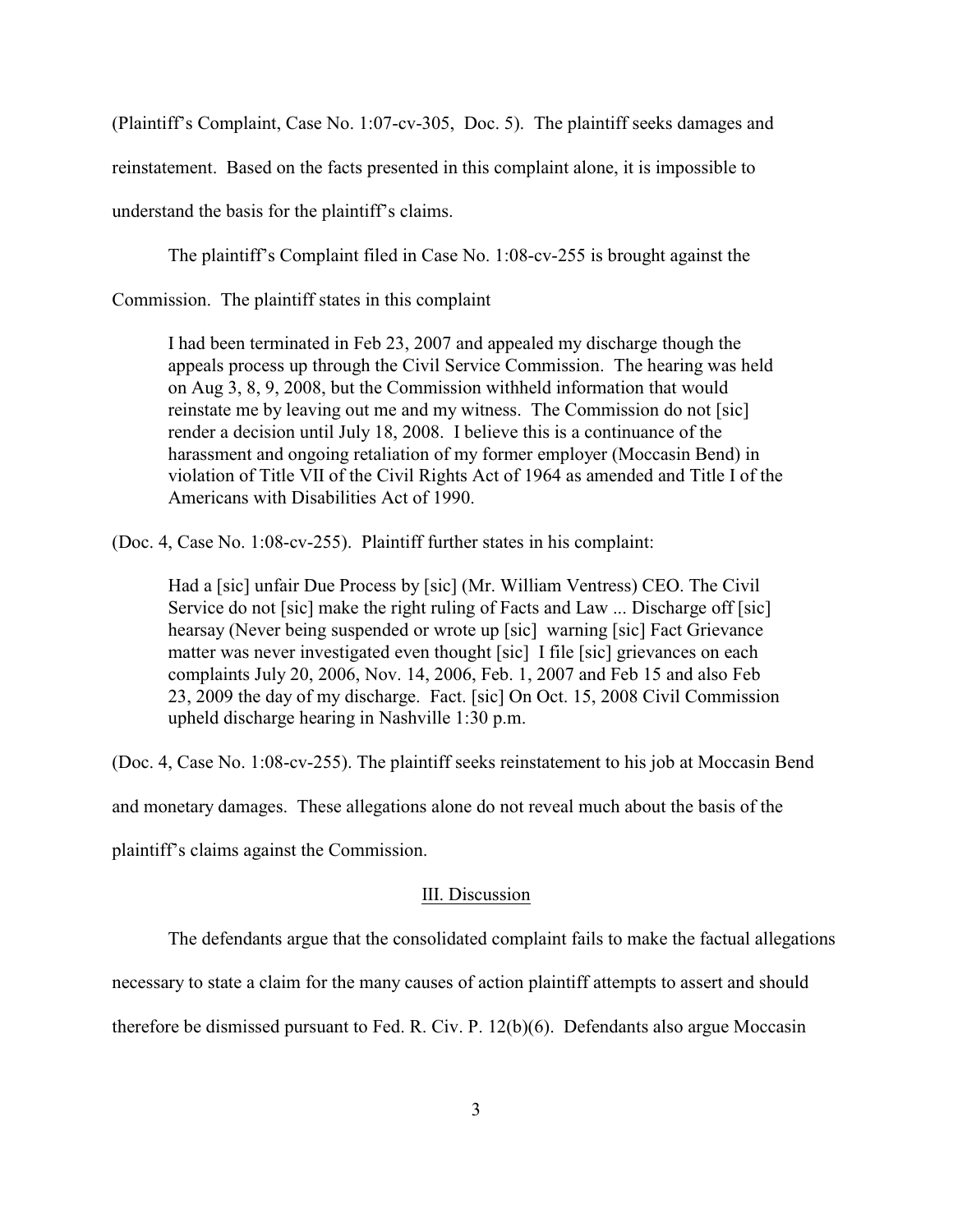(Plaintiff's Complaint, Case No. 1:07-cv-305, Doc. 5). The plaintiff seeks damages and reinstatement. Based on the facts presented in this complaint alone, it is impossible to understand the basis for the plaintiff's claims.

The plaintiff's Complaint filed in Case No. 1:08-cv-255 is brought against the Commission. The plaintiff states in this complaint

> I had been terminated in Feb 23, 2007 and appealed my discharge though the appeals process up through the Civil Service Commission. The hearing was held on Aug 3, 8, 9, 2008, but the Commission withheld information that would reinstate me by leaving out me and my witness. The Commission do not [sic] render a decision until July 18, 2008. I believe this is a continuance of the harassment and ongoing retaliation of my former employer (Moccasin Bend) in violation of Title VII of the Civil Rights Act of 1964 as amended and Title I of the Americans with Disabilities Act of 1990.

(Doc. 4, Case No. 1:08-cv-255). Plaintiff further states in his complaint:

> Had a [sic] unfair Due Process by [sic] (Mr. William Ventress) CEO. The Civil Service do not [sic] make the right ruling of Facts and Law ... Discharge off [sic] hearsay (Never being suspended or wrote up [sic] warning [sic] Fact Grievance matter was never investigated even thought [sic] I file [sic] grievances on each complaints July 20, 2006, Nov. 14, 2006, Feb. 1, 2007 and Feb 15 and also Feb 23, 2009 the day of my discharge. Fact. [sic] On Oct. 15, 2008 Civil Commission upheld discharge hearing in Nashville 1:30 p.m.

(Doc. 4, Case No. 1:08-cv-255). The plaintiff seeks reinstatement to his job at Moccasin Bend and monetary damages. These allegations alone do not reveal much about the basis of the plaintiff's claims against the Commission.

## III. Discussion

The defendants argue that the consolidated complaint fails to make the factual allegations necessary to state a claim for the many causes of action plaintiff attempts to assert and should therefore be dismissed pursuant to Fed. R. Civ. P. 12(b)(6). Defendants also argue Moccasin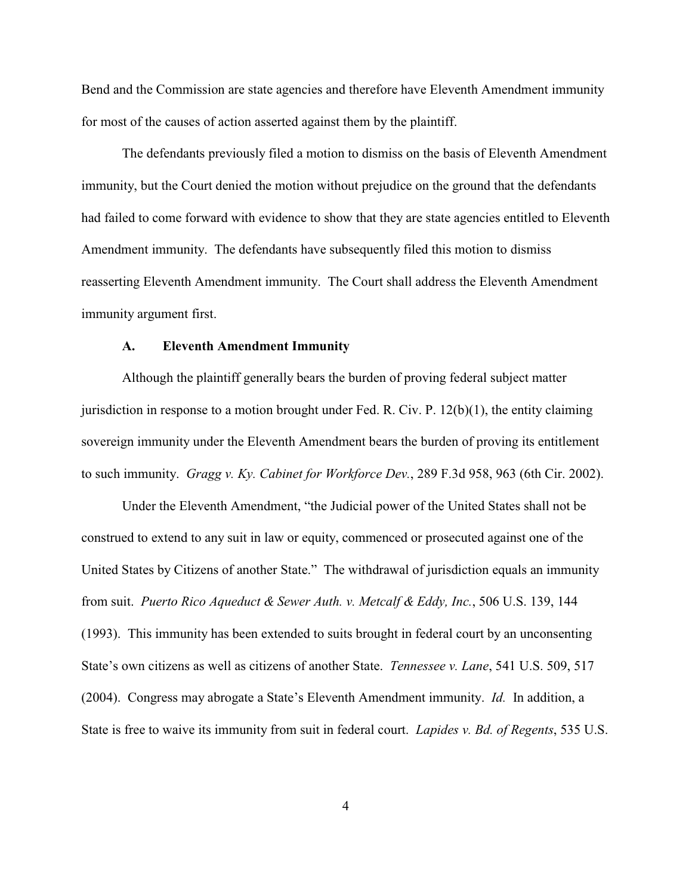Bend and the Commission are state agencies and therefore have Eleventh Amendment immunity for most of the causes of action asserted against them by the plaintiff.

The defendants previously filed a motion to dismiss on the basis of Eleventh Amendment immunity, but the Court denied the motion without prejudice on the ground that the defendants had failed to come forward with evidence to show that they are state agencies entitled to Eleventh Amendment immunity. The defendants have subsequently filed this motion to dismiss reasserting Eleventh Amendment immunity. The Court shall address the Eleventh Amendment immunity argument first.

### A. Eleventh Amendment Immunity

Although the plaintiff generally bears the burden of proving federal subject matter jurisdiction in response to a motion brought under Fed. R. Civ. P. 12(b)(1), the entity claiming sovereign immunity under the Eleventh Amendment bears the burden of proving its entitlement to such immunity. *Gragg v. Ky. Cabinet for Workforce Dev.*, 289 F.3d 958, 963 (6th Cir. 2002).

Under the Eleventh Amendment, "the Judicial power of the United States shall not be construed to extend to any suit in law or equity, commenced or prosecuted against one of the United States by Citizens of another State." The withdrawal of jurisdiction equals an immunity from suit. *Puerto Rico Aqueduct & Sewer Auth. v. Metcalf & Eddy, Inc.*, 506 U.S. 139, 144 (1993). This immunity has been extended to suits brought in federal court by an unconsenting State's own citizens as well as citizens of another State. *Tennessee v. Lane*, 541 U.S. 509, 517 (2004). Congress may abrogate a State's Eleventh Amendment immunity. *Id.* In addition, a State is free to waive its immunity from suit in federal court. *Lapides v. Bd. of Regents*, 535 U.S.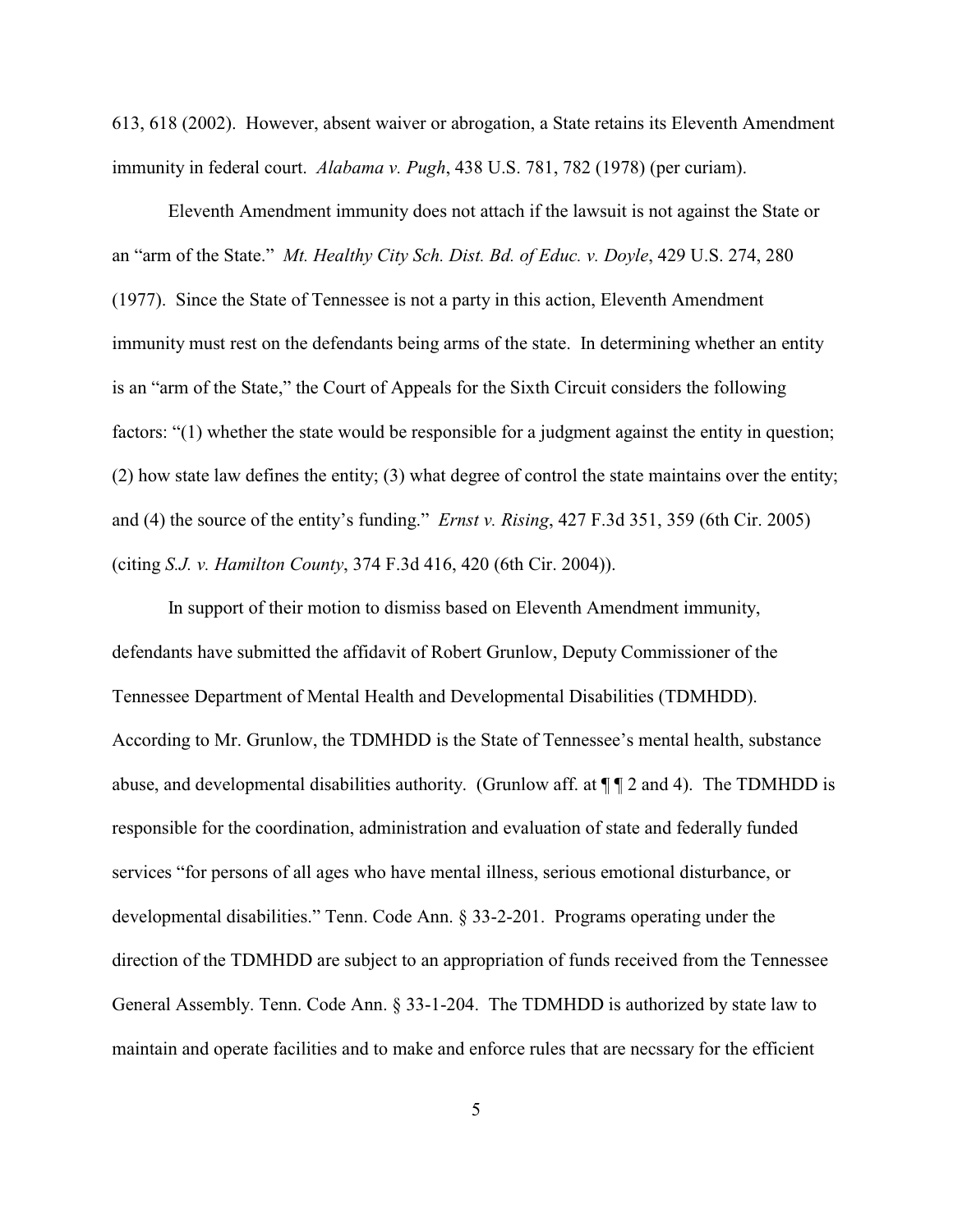613, 618 (2002). However, absent waiver or abrogation, a State retains its Eleventh Amendment immunity in federal court. *Alabama v. Pugh*, 438 U.S. 781, 782 (1978) (per curiam).

Eleventh Amendment immunity does not attach if the lawsuit is not against the State or an "arm of the State." *Mt. Healthy City Sch. Dist. Bd. of Educ. v. Doyle*, 429 U.S. 274, 280 (1977). Since the State of Tennessee is not a party in this action, Eleventh Amendment immunity must rest on the defendants being arms of the state. In determining whether an entity is an "arm of the State," the Court of Appeals for the Sixth Circuit considers the following factors: "(1) whether the state would be responsible for a judgment against the entity in question; (2) how state law defines the entity; (3) what degree of control the state maintains over the entity; and (4) the source of the entity's funding." *Ernst v. Rising*, 427 F.3d 351, 359 (6th Cir. 2005) (citing *S.J. v. Hamilton County*, 374 F.3d 416, 420 (6th Cir. 2004)).

In support of their motion to dismiss based on Eleventh Amendment immunity, defendants have submitted the affidavit of Robert Grunlow, Deputy Commissioner of the Tennessee Department of Mental Health and Developmental Disabilities (TDMHDD). According to Mr. Grunlow, the TDMHDD is the State of Tennessee's mental health, substance abuse, and developmental disabilities authority. (Grunlow aff. at ¶ ¶ 2 and 4). The TDMHDD is responsible for the coordination, administration and evaluation of state and federally funded services "for persons of all ages who have mental illness, serious emotional disturbance, or developmental disabilities." Tenn. Code Ann. § 33-2-201. Programs operating under the direction of the TDMHDD are subject to an appropriation of funds received from the Tennessee General Assembly. Tenn. Code Ann. § 33-1-204. The TDMHDD is authorized by state law to maintain and operate facilities and to make and enforce rules that are necssary for the efficient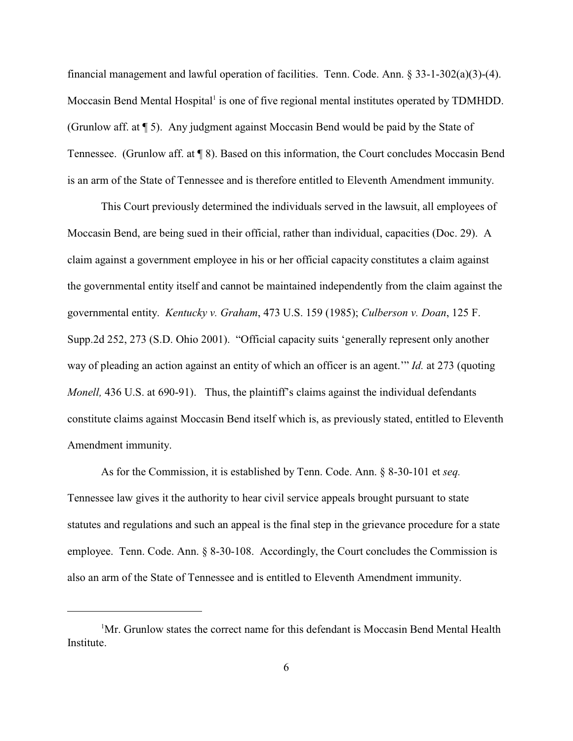financial management and lawful operation of facilities. Tenn. Code. Ann. § 33-1-302(a)(3)-(4). Moccasin Bend Mental Hospital[1] is one of five regional mental institutes operated by TDMHDD. (Grunlow aff. at ¶ 5). Any judgment against Moccasin Bend would be paid by the State of Tennessee. (Grunlow aff. at ¶ 8). Based on this information, the Court concludes Moccasin Bend is an arm of the State of Tennessee and is therefore entitled to Eleventh Amendment immunity.

This Court previously determined the individuals served in the lawsuit, all employees of Moccasin Bend, are being sued in their official, rather than individual, capacities (Doc. 29). A claim against a government employee in his or her official capacity constitutes a claim against the governmental entity itself and cannot be maintained independently from the claim against the governmental entity. *Kentucky v. Graham*, 473 U.S. 159 (1985); *Culberson v. Doan*, 125 F. Supp.2d 252, 273 (S.D. Ohio 2001). "Official capacity suits 'generally represent only another way of pleading an action against an entity of which an officer is an agent.'" *Id.* at 273 (quoting *Monell,* 436 U.S. at 690-91). Thus, the plaintiff's claims against the individual defendants constitute claims against Moccasin Bend itself which is, as previously stated, entitled to Eleventh Amendment immunity.

As for the Commission, it is established by Tenn. Code. Ann. § 8-30-101 et *seq.* Tennessee law gives it the authority to hear civil service appeals brought pursuant to state statutes and regulations and such an appeal is the final step in the grievance procedure for a state employee. Tenn. Code. Ann. § 8-30-108. Accordingly, the Court concludes the Commission is also an arm of the State of Tennessee and is entitled to Eleventh Amendment immunity.

---

[1] Mr. Grunlow states the correct name for this defendant is Moccasin Bend Mental Health Institute.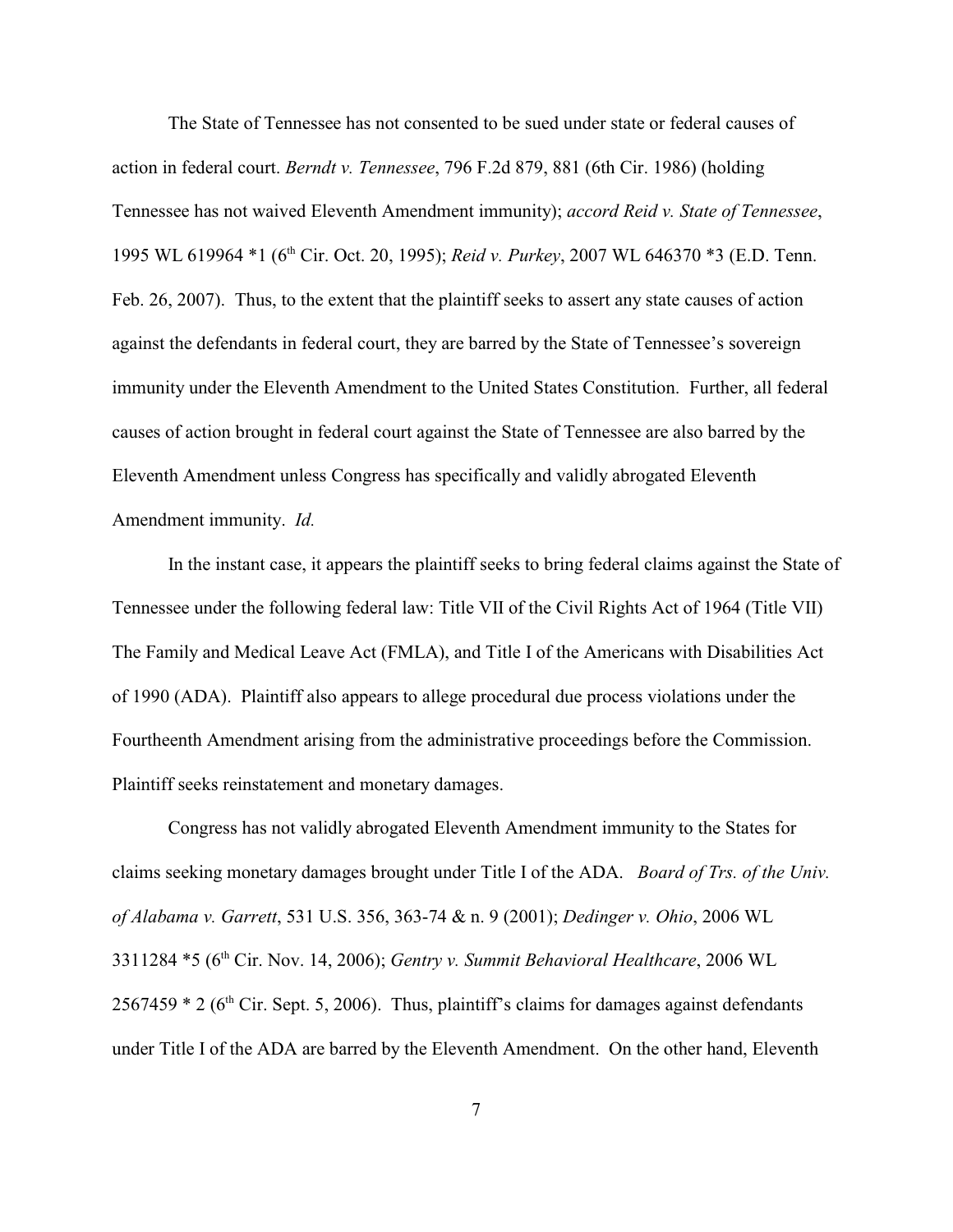The State of Tennessee has not consented to be sued under state or federal causes of action in federal court. *Berndt v. Tennessee*, 796 F.2d 879, 881 (6th Cir. 1986) (holding Tennessee has not waived Eleventh Amendment immunity); *accord Reid v. State of Tennessee*, 1995 WL 619964 *1 (6th Cir. Oct. 20, 1995); *Reid v. Purkey*, 2007 WL 646370 *3 (E.D. Tenn. Feb. 26, 2007). Thus, to the extent that the plaintiff seeks to assert any state causes of action against the defendants in federal court, they are barred by the State of Tennessee's sovereign immunity under the Eleventh Amendment to the United States Constitution. Further, all federal causes of action brought in federal court against the State of Tennessee are also barred by the Eleventh Amendment unless Congress has specifically and validly abrogated Eleventh Amendment immunity. *Id.*

In the instant case, it appears the plaintiff seeks to bring federal claims against the State of Tennessee under the following federal law: Title VII of the Civil Rights Act of 1964 (Title VII) The Family and Medical Leave Act (FMLA), and Title I of the Americans with Disabilities Act of 1990 (ADA). Plaintiff also appears to allege procedural due process violations under the Fourtheenth Amendment arising from the administrative proceedings before the Commission. Plaintiff seeks reinstatement and monetary damages.

Congress has not validly abrogated Eleventh Amendment immunity to the States for claims seeking monetary damages brought under Title I of the ADA. *Board of Trs. of the Univ. of Alabama v. Garrett*, 531 U.S. 356, 363-74 & n. 9 (2001); *Dedinger v. Ohio*, 2006 WL 3311284 *5 (6th Cir. Nov. 14, 2006); *Gentry v. Summit Behavioral Healthcare*, 2006 WL 2567459 * 2 (6th Cir. Sept. 5, 2006). Thus, plaintiff's claims for damages against defendants under Title I of the ADA are barred by the Eleventh Amendment. On the other hand, Eleventh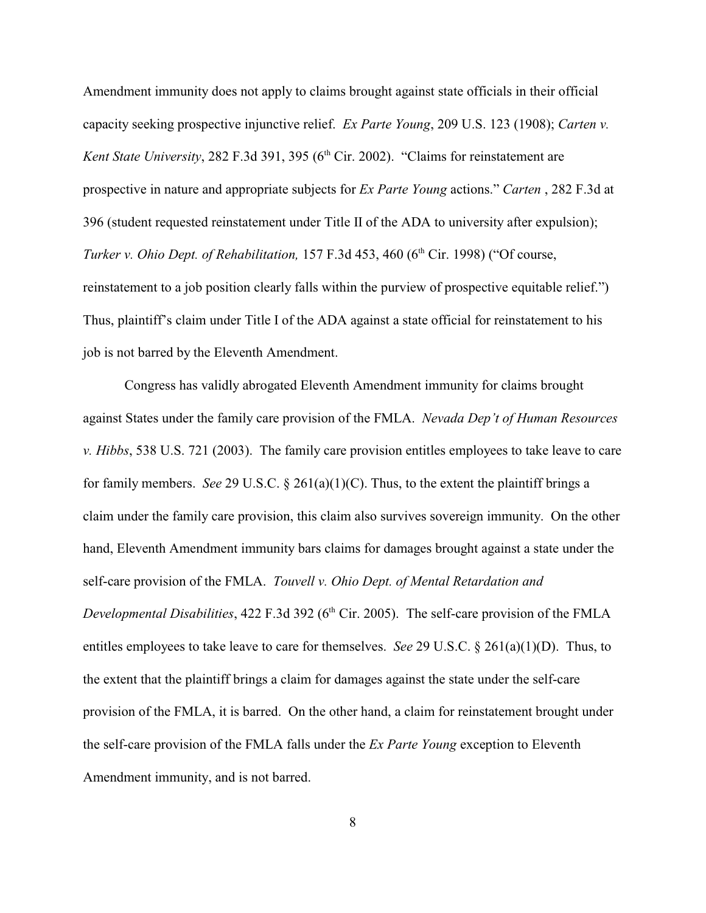Amendment immunity does not apply to claims brought against state officials in their official capacity seeking prospective injunctive relief. *Ex Parte Young*, 209 U.S. 123 (1908); *Carten v. Kent State University*, 282 F.3d 391, 395 (6th Cir. 2002). "Claims for reinstatement are prospective in nature and appropriate subjects for *Ex Parte Young* actions." *Carten* , 282 F.3d at 396 (student requested reinstatement under Title II of the ADA to university after expulsion); *Turker v. Ohio Dept. of Rehabilitation,* 157 F.3d 453, 460 (6th Cir. 1998) ("Of course, reinstatement to a job position clearly falls within the purview of prospective equitable relief.") Thus, plaintiff's claim under Title I of the ADA against a state official for reinstatement to his job is not barred by the Eleventh Amendment.

Congress has validly abrogated Eleventh Amendment immunity for claims brought against States under the family care provision of the FMLA. *Nevada Dep't of Human Resources v. Hibbs*, 538 U.S. 721 (2003). The family care provision entitles employees to take leave to care for family members. *See* 29 U.S.C. § 261(a)(1)(C). Thus, to the extent the plaintiff brings a claim under the family care provision, this claim also survives sovereign immunity. On the other hand, Eleventh Amendment immunity bars claims for damages brought against a state under the self-care provision of the FMLA. *Touvell v. Ohio Dept. of Mental Retardation and Developmental Disabilities*, 422 F.3d 392 (6th Cir. 2005). The self-care provision of the FMLA entitles employees to take leave to care for themselves. *See* 29 U.S.C. § 261(a)(1)(D). Thus, to the extent that the plaintiff brings a claim for damages against the state under the self-care provision of the FMLA, it is barred. On the other hand, a claim for reinstatement brought under the self-care provision of the FMLA falls under the *Ex Parte Young* exception to Eleventh Amendment immunity, and is not barred.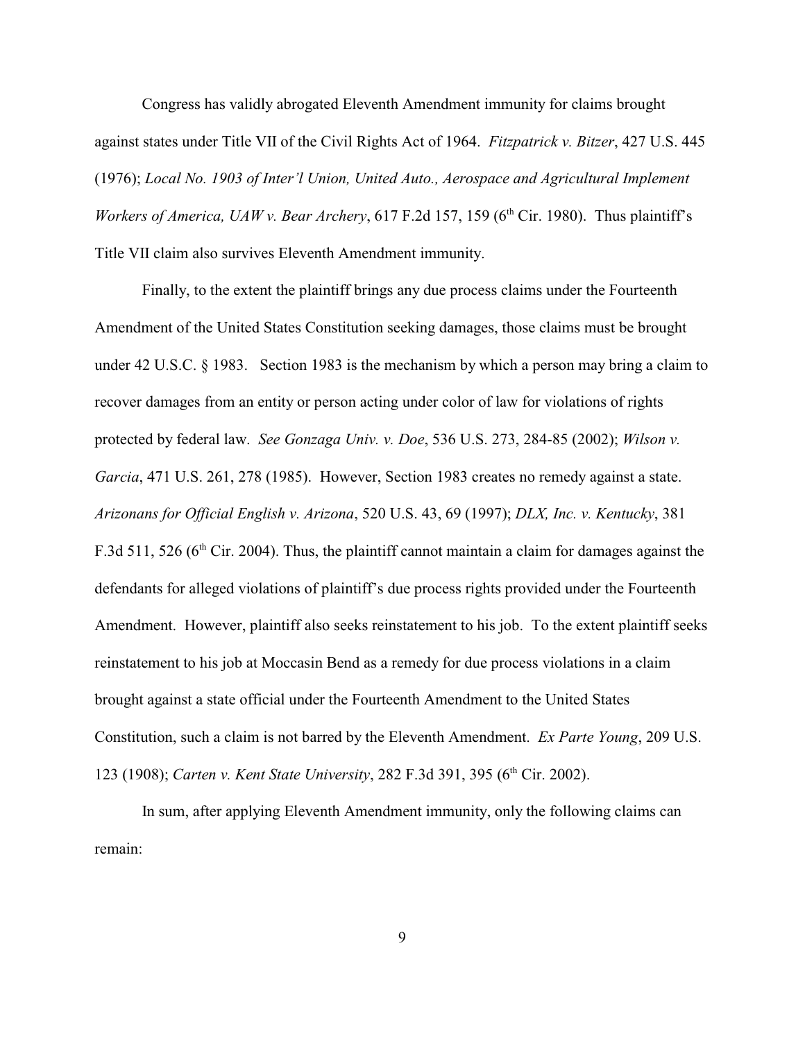Congress has validly abrogated Eleventh Amendment immunity for claims brought against states under Title VII of the Civil Rights Act of 1964. *Fitzpatrick v. Bitzer*, 427 U.S. 445 (1976); *Local No. 1903 of Inter'l Union, United Auto., Aerospace and Agricultural Implement Workers of America, UAW v. Bear Archery*, 617 F.2d 157, 159 (6th Cir. 1980). Thus plaintiff's Title VII claim also survives Eleventh Amendment immunity.

Finally, to the extent the plaintiff brings any due process claims under the Fourteenth Amendment of the United States Constitution seeking damages, those claims must be brought under 42 U.S.C. § 1983. Section 1983 is the mechanism by which a person may bring a claim to recover damages from an entity or person acting under color of law for violations of rights protected by federal law. *See Gonzaga Univ. v. Doe*, 536 U.S. 273, 284-85 (2002); *Wilson v. Garcia*, 471 U.S. 261, 278 (1985). However, Section 1983 creates no remedy against a state. *Arizonans for Official English v. Arizona*, 520 U.S. 43, 69 (1997); *DLX, Inc. v. Kentucky*, 381 F.3d 511, 526 (6th Cir. 2004). Thus, the plaintiff cannot maintain a claim for damages against the defendants for alleged violations of plaintiff's due process rights provided under the Fourteenth Amendment. However, plaintiff also seeks reinstatement to his job. To the extent plaintiff seeks reinstatement to his job at Moccasin Bend as a remedy for due process violations in a claim brought against a state official under the Fourteenth Amendment to the United States Constitution, such a claim is not barred by the Eleventh Amendment. *Ex Parte Young*, 209 U.S. 123 (1908); *Carten v. Kent State University*, 282 F.3d 391, 395 (6th Cir. 2002).

In sum, after applying Eleventh Amendment immunity, only the following claims can remain: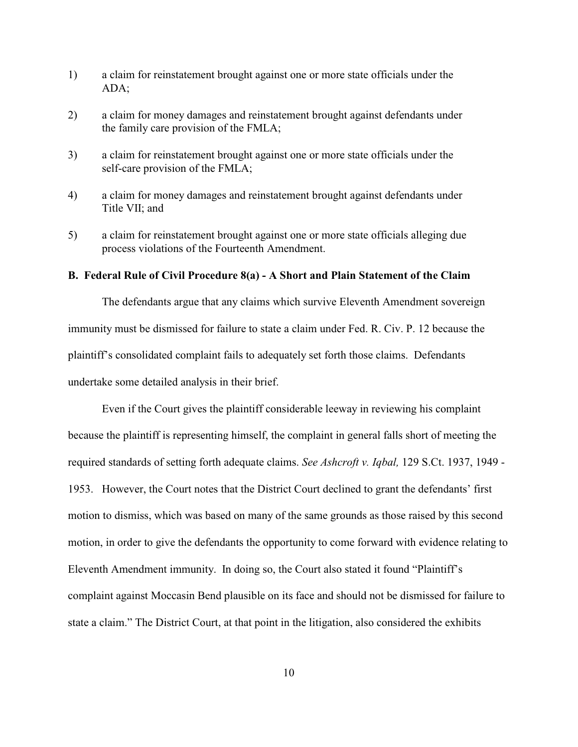1) a claim for reinstatement brought against one or more state officials under the ADA;

2) a claim for money damages and reinstatement brought against defendants under the family care provision of the FMLA;

3) a claim for reinstatement brought against one or more state officials under the self-care provision of the FMLA;

4) a claim for money damages and reinstatement brought against defendants under Title VII; and

5) a claim for reinstatement brought against one or more state officials alleging due process violations of the Fourteenth Amendment.

**B. Federal Rule of Civil Procedure 8(a) - A Short and Plain Statement of the Claim**

The defendants argue that any claims which survive Eleventh Amendment sovereign immunity must be dismissed for failure to state a claim under Fed. R. Civ. P. 12 because the plaintiff's consolidated complaint fails to adequately set forth those claims. Defendants undertake some detailed analysis in their brief.

Even if the Court gives the plaintiff considerable leeway in reviewing his complaint because the plaintiff is representing himself, the complaint in general falls short of meeting the required standards of setting forth adequate claims. *See Ashcroft v. Iqbal,* 129 S.Ct. 1937, 1949 - 1953. However, the Court notes that the District Court declined to grant the defendants' first motion to dismiss, which was based on many of the same grounds as those raised by this second motion, in order to give the defendants the opportunity to come forward with evidence relating to Eleventh Amendment immunity. In doing so, the Court also stated it found "Plaintiff's complaint against Moccasin Bend plausible on its face and should not be dismissed for failure to state a claim." The District Court, at that point in the litigation, also considered the exhibits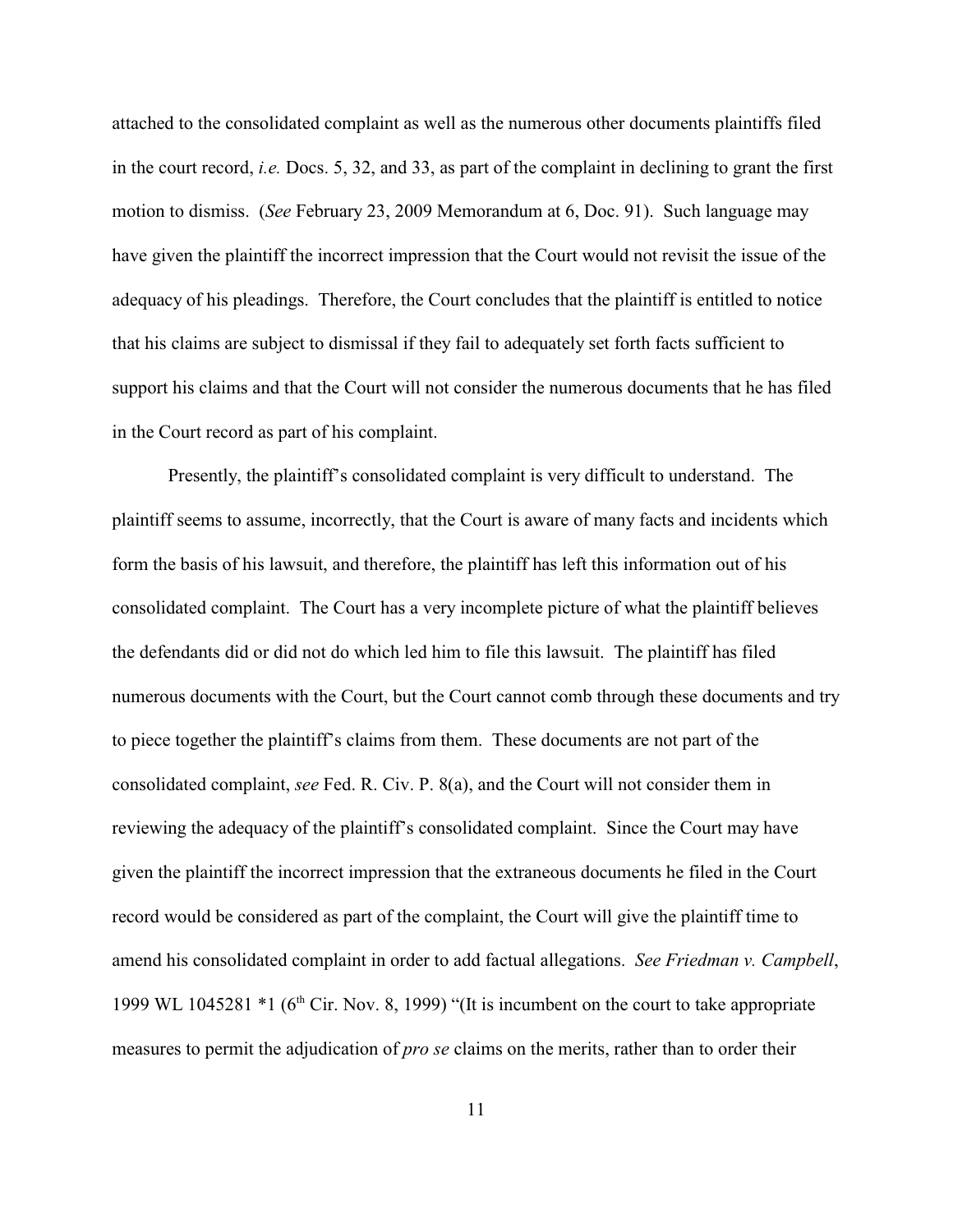attached to the consolidated complaint as well as the numerous other documents plaintiffs filed in the court record, *i.e.* Docs. 5, 32, and 33, as part of the complaint in declining to grant the first motion to dismiss. (*See* February 23, 2009 Memorandum at 6, Doc. 91). Such language may have given the plaintiff the incorrect impression that the Court would not revisit the issue of the adequacy of his pleadings. Therefore, the Court concludes that the plaintiff is entitled to notice that his claims are subject to dismissal if they fail to adequately set forth facts sufficient to support his claims and that the Court will not consider the numerous documents that he has filed in the Court record as part of his complaint.

Presently, the plaintiff's consolidated complaint is very difficult to understand. The plaintiff seems to assume, incorrectly, that the Court is aware of many facts and incidents which form the basis of his lawsuit, and therefore, the plaintiff has left this information out of his consolidated complaint. The Court has a very incomplete picture of what the plaintiff believes the defendants did or did not do which led him to file this lawsuit. The plaintiff has filed numerous documents with the Court, but the Court cannot comb through these documents and try to piece together the plaintiff's claims from them. These documents are not part of the consolidated complaint, *see* Fed. R. Civ. P. 8(a), and the Court will not consider them in reviewing the adequacy of the plaintiff's consolidated complaint. Since the Court may have given the plaintiff the incorrect impression that the extraneous documents he filed in the Court record would be considered as part of the complaint, the Court will give the plaintiff time to amend his consolidated complaint in order to add factual allegations. *See Friedman v. Campbell*, 1999 WL 1045281 *1 (6th Cir. Nov. 8, 1999) "(It is incumbent on the court to take appropriate measures to permit the adjudication of *pro se* claims on the merits, rather than to order their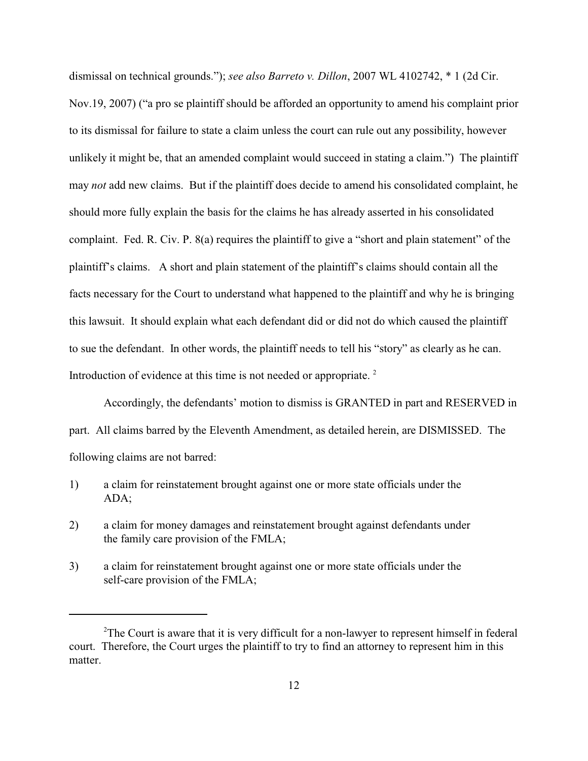dismissal on technical grounds."); *see also Barreto v. Dillon*, 2007 WL 4102742, * 1 (2d Cir. Nov.19, 2007) ("a pro se plaintiff should be afforded an opportunity to amend his complaint prior to its dismissal for failure to state a claim unless the court can rule out any possibility, however unlikely it might be, that an amended complaint would succeed in stating a claim.") The plaintiff may *not* add new claims. But if the plaintiff does decide to amend his consolidated complaint, he should more fully explain the basis for the claims he has already asserted in his consolidated complaint. Fed. R. Civ. P. 8(a) requires the plaintiff to give a "short and plain statement" of the plaintiff's claims. A short and plain statement of the plaintiff's claims should contain all the facts necessary for the Court to understand what happened to the plaintiff and why he is bringing this lawsuit. It should explain what each defendant did or did not do which caused the plaintiff to sue the defendant. In other words, the plaintiff needs to tell his "story" as clearly as he can. Introduction of evidence at this time is not needed or appropriate. [2]

Accordingly, the defendants' motion to dismiss is GRANTED in part and RESERVED in part. All claims barred by the Eleventh Amendment, as detailed herein, are DISMISSED. The following claims are not barred:

1) a claim for reinstatement brought against one or more state officials under the ADA;

2) a claim for money damages and reinstatement brought against defendants under the family care provision of the FMLA;

3) a claim for reinstatement brought against one or more state officials under the self-care provision of the FMLA;

[2] The Court is aware that it is very difficult for a non-lawyer to represent himself in federal court. Therefore, the Court urges the plaintiff to try to find an attorney to represent him in this matter.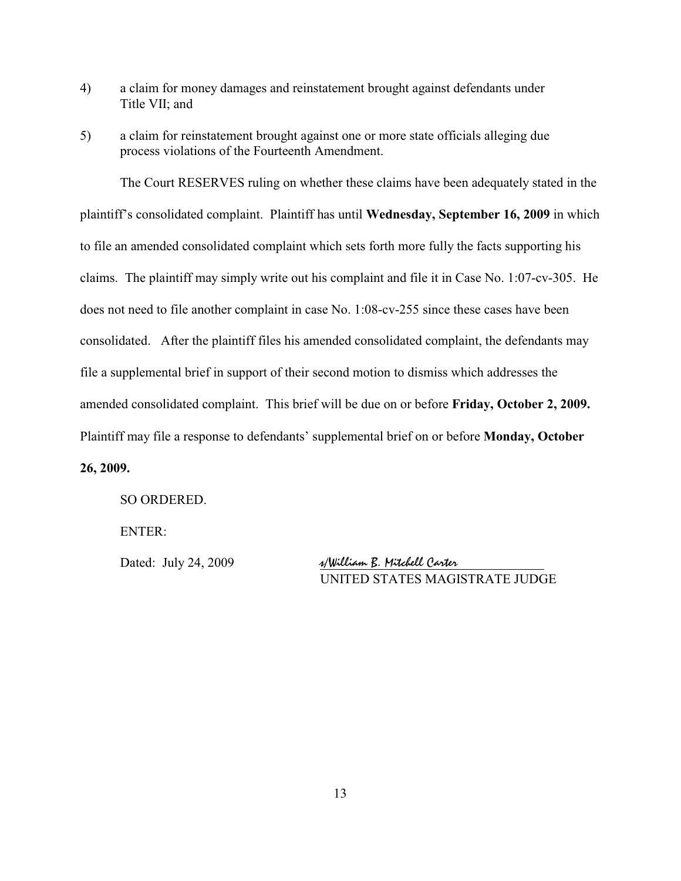4) a claim for money damages and reinstatement brought against defendants under Title VII; and

5) a claim for reinstatement brought against one or more state officials alleging due process violations of the Fourteenth Amendment.

The Court RESERVES ruling on whether these claims have been adequately stated in the plaintiff's consolidated complaint. Plaintiff has until **Wednesday, September 16, 2009** in which to file an amended consolidated complaint which sets forth more fully the facts supporting his claims. The plaintiff may simply write out his complaint and file it in Case No. 1:07-cv-305. He does not need to file another complaint in case No. 1:08-cv-255 since these cases have been consolidated. After the plaintiff files his amended consolidated complaint, the defendants may file a supplemental brief in support of their second motion to dismiss which addresses the amended consolidated complaint. This brief will be due on or before **Friday, October 2, 2009.** Plaintiff may file a response to defendants' supplemental brief on or before **Monday, October 26, 2009.**

SO ORDERED.

ENTER:

Dated: July 24, 2009

s/William B. Mitchell Carter
UNITED STATES MAGISTRATE JUDGE